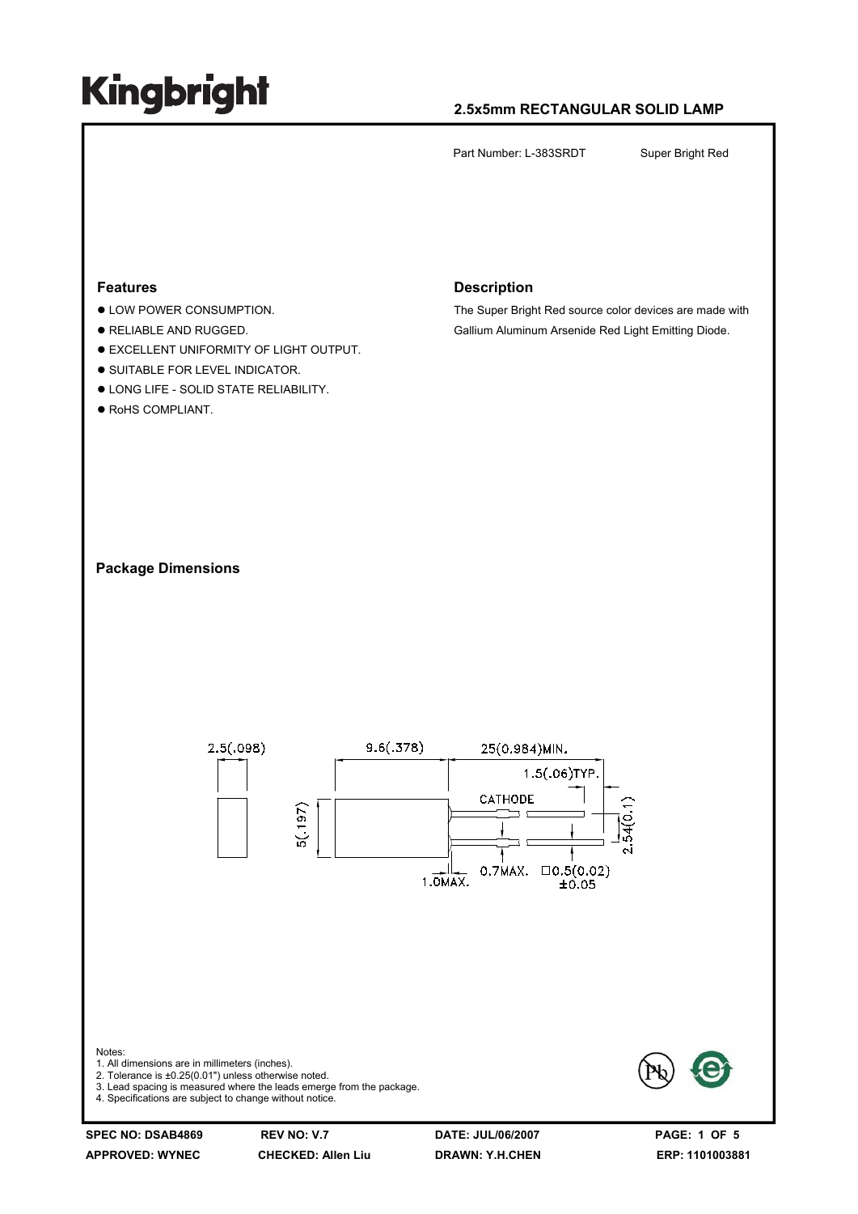# Kingbright

## 2.5x5mm RECTANGULAR SOLID LAMP

Part Number: L-383SRDT    Super Bright Red

### Features

- LOW POWER CONSUMPTION.
- RELIABLE AND RUGGED.
- EXCELLENT UNIFORMITY OF LIGHT OUTPUT.
- SUITABLE FOR LEVEL INDICATOR.
- LONG LIFE - SOLID STATE RELIABILITY.
- RoHS COMPLIANT.

### Description

The Super Bright Red source color devices are made with Gallium Aluminum Arsenide Red Light Emitting Diode.

### Package Dimensions

2.5(.098)
9.6(.378)
25(0.984)MIN.
1.5(.06)TYP.
CATHODE
5(.197)
2.54(0.1)
1.0MAX.
0.7MAX.
□0.5(0.02) ±0.05

Notes:
1. All dimensions are in millimeters (inches).
2. Tolerance is ±0.25(0.01") unless otherwise noted.
3. Lead spacing is measured where the leads emerge from the package.
4. Specifications are subject to change without notice.

| SPEC NO: DSAB4869 | REV NO: V.7 | DATE: JUL/06/2007 | |
|---|---|---|---|
| APPROVED: WYNEC | CHECKED: Allen Liu | DRAWN: Y.H.CHEN | ERP: 1101003881 |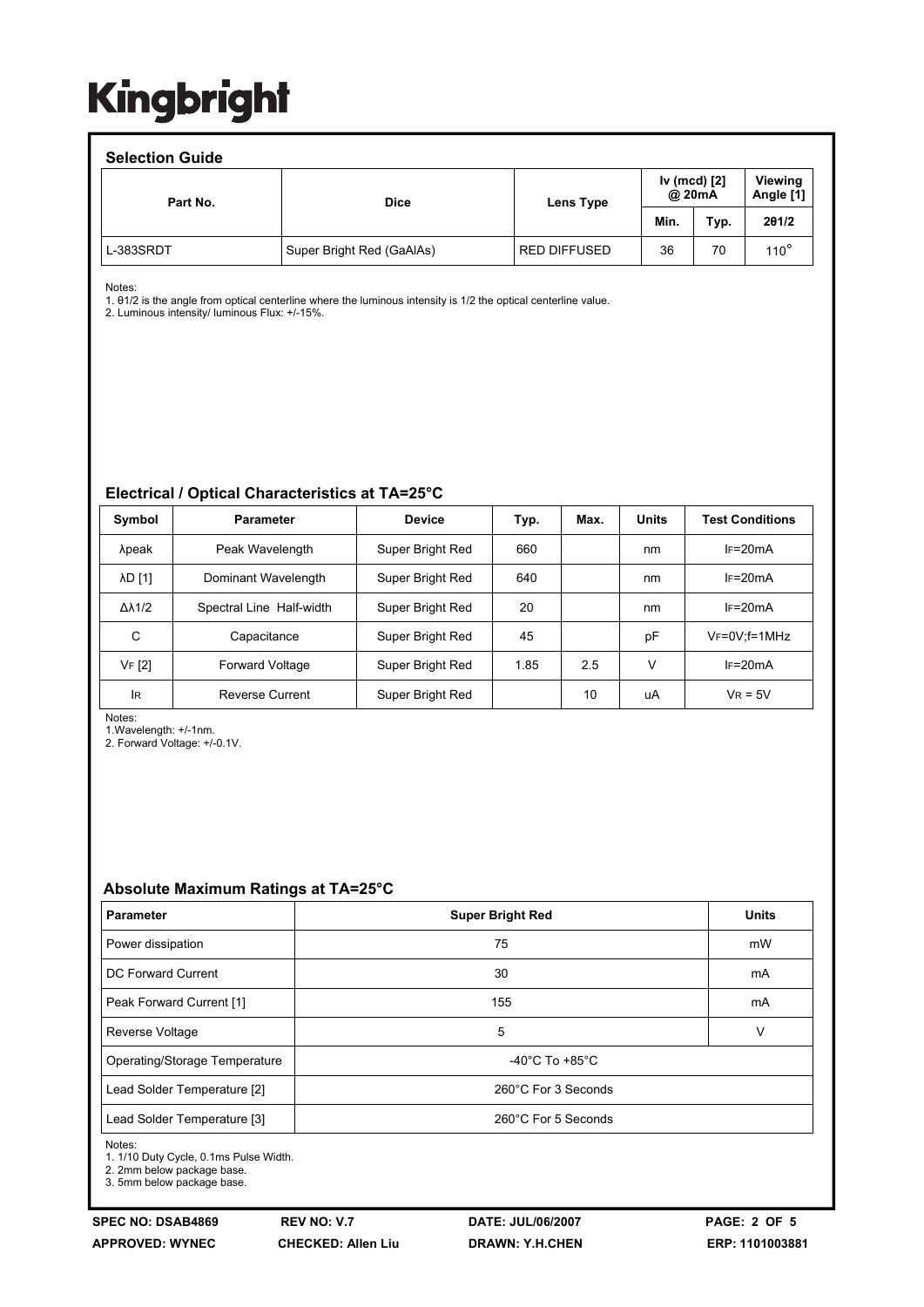# Kingbright

## Selection Guide

| Part No. | Dice | Lens Type | Iv (mcd) [2] @ 20mA | | Viewing Angle [1] |
|---|---|---|---|---|---|
| | | | Min. | Typ. | 2θ1/2 |
| L-383SRDT | Super Bright Red (GaAlAs) | RED DIFFUSED | 36 | 70 | 110° |

Notes:
1. θ1/2 is the angle from optical centerline where the luminous intensity is 1/2 the optical centerline value.
2. Luminous intensity/ luminous Flux: +/-15%.

## Electrical / Optical Characteristics at TA=25°C

| Symbol | Parameter | Device | Typ. | Max. | Units | Test Conditions |
|---|---|---|---|---|---|---|
| λpeak | Peak Wavelength | Super Bright Red | 660 | | nm | IF=20mA |
| λD [1] | Dominant Wavelength | Super Bright Red | 640 | | nm | IF=20mA |
| Δλ1/2 | Spectral Line Half-width | Super Bright Red | 20 | | nm | IF=20mA |
| C | Capacitance | Super Bright Red | 45 | | pF | VF=0V;f=1MHz |
| VF [2] | Forward Voltage | Super Bright Red | 1.85 | 2.5 | V | IF=20mA |
| IR | Reverse Current | Super Bright Red | | 10 | uA | VR = 5V |

Notes:
1.Wavelength: +/-1nm.
2. Forward Voltage: +/-0.1V.

## Absolute Maximum Ratings at TA=25°C

| Parameter | Super Bright Red | Units |
|---|---|---|
| Power dissipation | 75 | mW |
| DC Forward Current | 30 | mA |
| Peak Forward Current [1] | 155 | mA |
| Reverse Voltage | 5 | V |
| Operating/Storage Temperature | -40°C To +85°C | |
| Lead Solder Temperature [2] | 260°C For 3 Seconds | |
| Lead Solder Temperature [3] | 260°C For 5 Seconds | |

Notes:
1. 1/10 Duty Cycle, 0.1ms Pulse Width.
2. 2mm below package base.
3. 5mm below package base.

SPEC NO: DSAB4869 REV NO: V.7 DATE: JUL/06/2007
APPROVED: WYNEC CHECKED: Allen Liu DRAWN: Y.H.CHEN ERP: 1101003881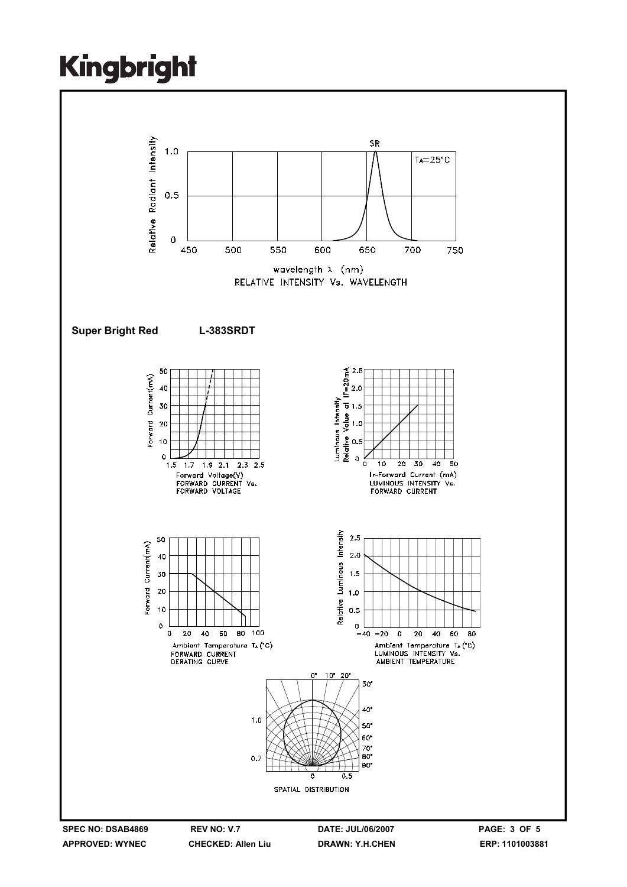RELATIVE INTENSITY Vs. WAVELENGTH

**Super Bright Red L-383SRDT**

FORWARD CURRENT Vs. FORWARD VOLTAGE

LUMINOUS INTENSITY Vs. FORWARD CURRENT

FORWARD CURRENT DERATING CURVE

LUMINOUS INTENSITY Vs. AMBIENT TEMPERATURE

SPATIAL DISTRIBUTION

**SPEC NO: DSAB4869** **REV NO: V.7** **DATE: JUL/06/2007**

**APPROVED: WYNEC** **CHECKED: Allen Liu** **DRAWN: Y.H.CHEN** **ERP: 1101003881**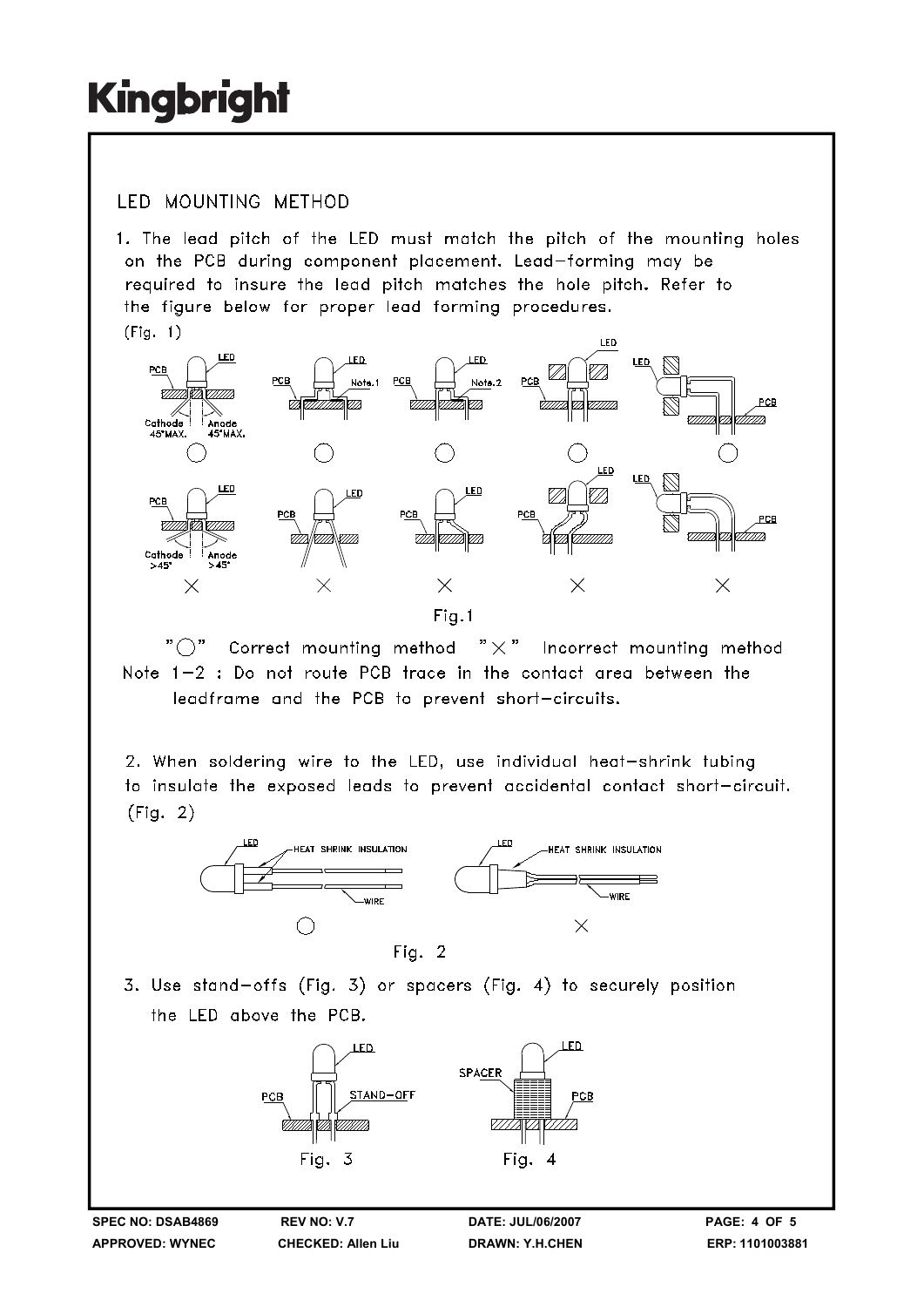# Kingbright

## LED MOUNTING METHOD

1. The lead pitch of the LED must match the pitch of the mounting holes on the PCB during component placement. Lead-forming may be required to insure the lead pitch matches the hole pitch. Refer to the figure below for proper lead forming procedures. (Fig. 1)

Fig.1

"○" Correct mounting method "×" Incorrect mounting method

Note 1-2 : Do not route PCB trace in the contact area between the leadframe and the PCB to prevent short-circuits.

2. When soldering wire to the LED, use individual heat-shrink tubing to insulate the exposed leads to prevent accidental contact short-circuit. (Fig. 2)

Fig. 2

3. Use stand-offs (Fig. 3) or spacers (Fig. 4) to securely position the LED above the PCB.

Fig. 3 Fig. 4

SPEC NO: DSAB4869 REV NO: V.7 DATE: JUL/06/2007
APPROVED: WYNEC CHECKED: Allen Liu DRAWN: Y.H.CHEN ERP: 1101003881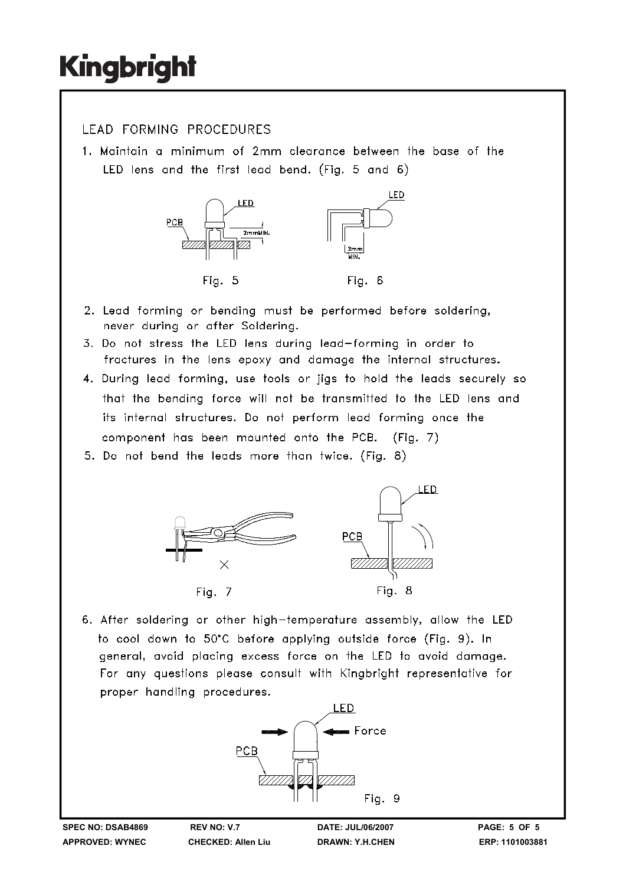# Kingbright

## LEAD FORMING PROCEDURES

1. Maintain a minimum of 2mm clearance between the base of the LED lens and the first lead bend. (Fig. 5 and 6)

LED
PCB
2mmMIN.

Fig. 5

LED
2mm
MIN.

Fig. 6

2. Lead forming or bending must be performed before soldering, never during or after Soldering.
3. Do not stress the LED lens during lead-forming in order to fractures in the lens epoxy and damage the internal structures.
4. During lead forming, use tools or jigs to hold the leads securely so that the bending force will not be transmitted to the LED lens and its internal structures. Do not perform lead forming once the component has been mounted onto the PCB. (Fig. 7)
5. Do not bend the leads more than twice. (Fig. 8)

×

Fig. 7

LED
PCB

Fig. 8

6. After soldering or other high-temperature assembly, allow the LED to cool down to 50°C before applying outside force (Fig. 9). In general, avoid placing excess force on the LED to avoid damage. For any questions please consult with Kingbright representative for proper handling procedures.

LED
Force
PCB

Fig. 9

SPEC NO: DSAB4869 REV NO: V.7 DATE: JUL/06/2007
APPROVED: WYNEC CHECKED: Allen Liu DRAWN: Y.H.CHEN ERP: 1101003881